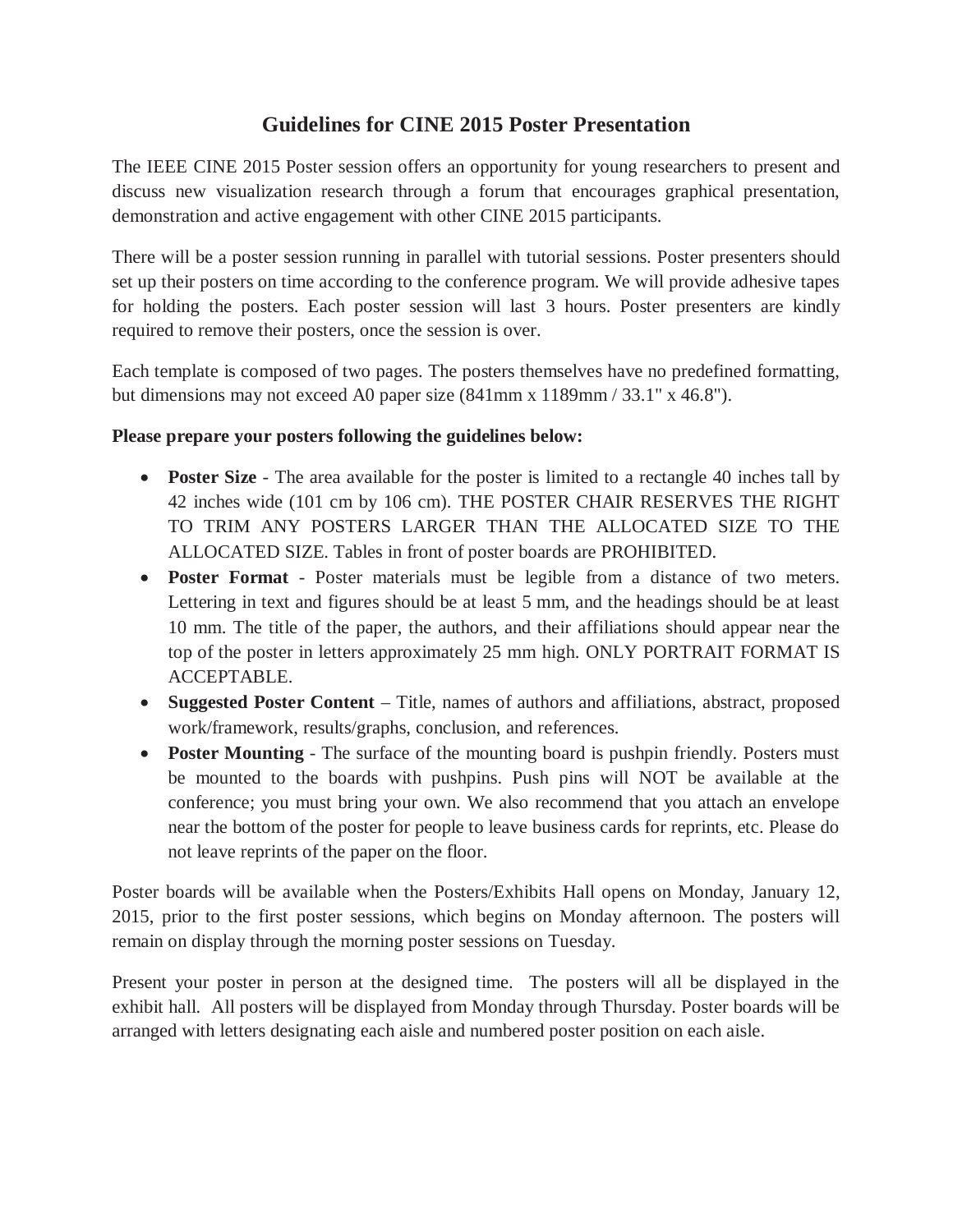# Guidelines for CINE 2015 Poster Presentation

The IEEE CINE 2015 Poster session offers an opportunity for young researchers to present and discuss new visualization research through a forum that encourages graphical presentation, demonstration and active engagement with other CINE 2015 participants.

There will be a poster session running in parallel with tutorial sessions. Poster presenters should set up their posters on time according to the conference program. We will provide adhesive tapes for holding the posters. Each poster session will last 3 hours. Poster presenters are kindly required to remove their posters, once the session is over.

Each template is composed of two pages. The posters themselves have no predefined formatting, but dimensions may not exceed A0 paper size (841mm x 1189mm / 33.1" x 46.8").

**Please prepare your posters following the guidelines below:**

- **Poster Size** - The area available for the poster is limited to a rectangle 40 inches tall by 42 inches wide (101 cm by 106 cm). THE POSTER CHAIR RESERVES THE RIGHT TO TRIM ANY POSTERS LARGER THAN THE ALLOCATED SIZE TO THE ALLOCATED SIZE. Tables in front of poster boards are PROHIBITED.
- **Poster Format** - Poster materials must be legible from a distance of two meters. Lettering in text and figures should be at least 5 mm, and the headings should be at least 10 mm. The title of the paper, the authors, and their affiliations should appear near the top of the poster in letters approximately 25 mm high. ONLY PORTRAIT FORMAT IS ACCEPTABLE.
- **Suggested Poster Content** – Title, names of authors and affiliations, abstract, proposed work/framework, results/graphs, conclusion, and references.
- **Poster Mounting** - The surface of the mounting board is pushpin friendly. Posters must be mounted to the boards with pushpins. Push pins will NOT be available at the conference; you must bring your own. We also recommend that you attach an envelope near the bottom of the poster for people to leave business cards for reprints, etc. Please do not leave reprints of the paper on the floor.

Poster boards will be available when the Posters/Exhibits Hall opens on Monday, January 12, 2015, prior to the first poster sessions, which begins on Monday afternoon. The posters will remain on display through the morning poster sessions on Tuesday.

Present your poster in person at the designed time. The posters will all be displayed in the exhibit hall. All posters will be displayed from Monday through Thursday. Poster boards will be arranged with letters designating each aisle and numbered poster position on each aisle.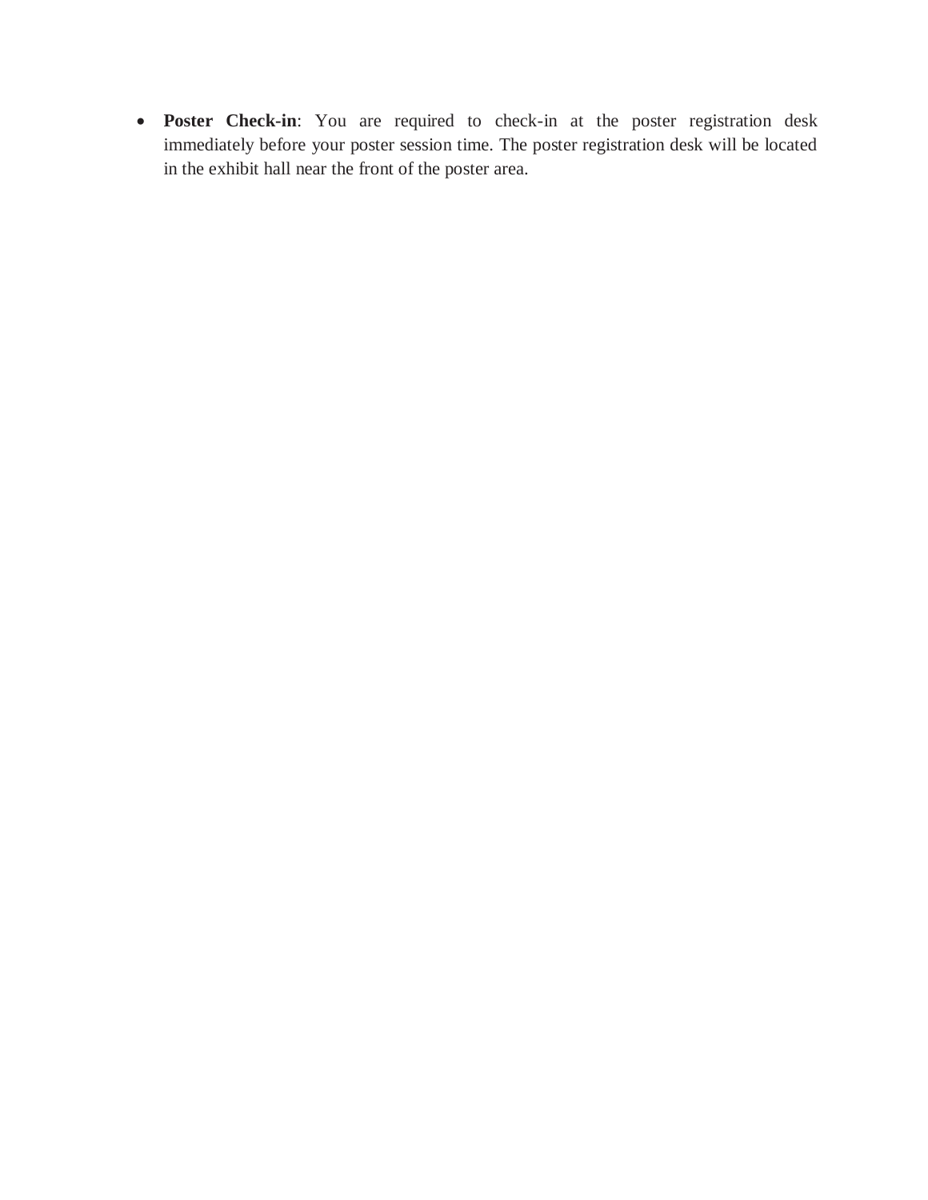- **Poster Check-in**: You are required to check-in at the poster registration desk immediately before your poster session time. The poster registration desk will be located in the exhibit hall near the front of the poster area.